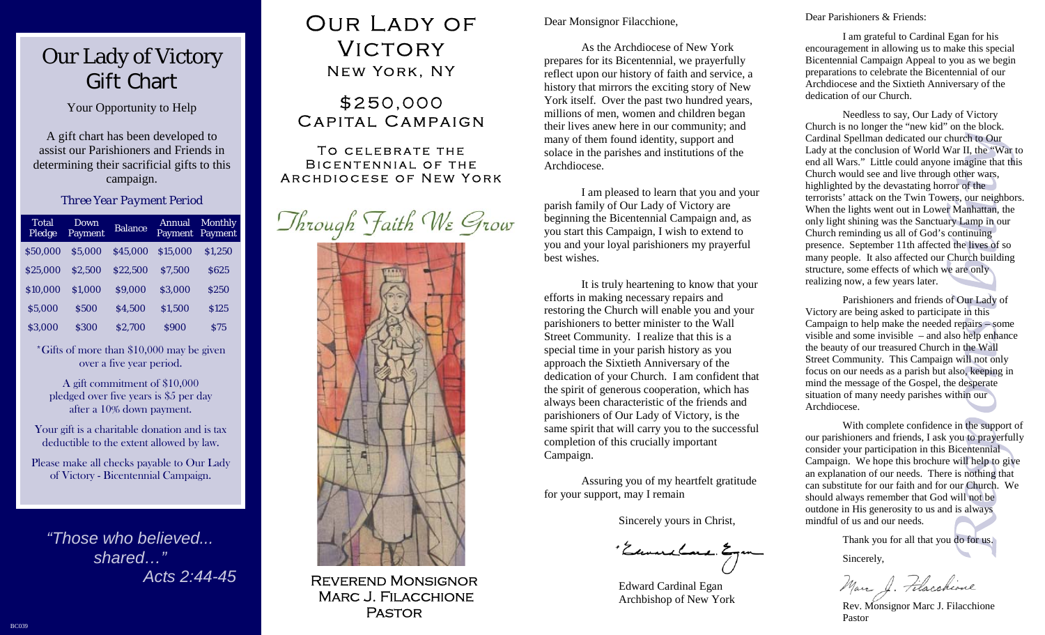# Our Lady of Victory Gift Chart

Your Opportunity to Help

A gift chart has been developed to assist our Parishioners and Friends in determining their sacrificial gifts to this campaign.

*Three Year Payment Period*

| Total Pledge | Down Payment | Balance | Annual Payment | Monthly Payment |
|---|---|---|---|---|
| $50,000 | $5,000 | $45,000 | $15,000 | $1,250 |
| $25,000 | $2,500 | $22,500 | $7,500 | $625 |
| $10,000 | $1,000 | $9,000 | $3,000 | $250 |
| $5,000 | $500 | $4,500 | $1,500 | $125 |
| $3,000 | $300 | $2,700 | $900 | $75 |

*Gifts of more than $10,000 may be given over a five year period.

A gift commitment of $10,000 pledged over five years is $5 per day after a 10% down payment.

Your gift is a charitable donation and is tax deductible to the extent allowed by law.

Please make all checks payable to Our Lady of Victory - Bicentennial Campaign.

*"Those who believed... shared…" Acts 2:44-45*

BC039

# Our Lady of Victory

## New York, NY

## $250,000 Capital Campaign

To celebrate the Bicentennial of the Archdiocese of New York

*Through Faith We Grow*

Reverend Monsignor Marc J. Filacchione
Pastor

Dear Monsignor Filacchione,

As the Archdiocese of New York prepares for its Bicentennial, we prayerfully reflect upon our history of faith and service, a history that mirrors the exciting story of New York itself. Over the past two hundred years, millions of men, women and children began their lives anew here in our community; and many of them found identity, support and solace in the parishes and institutions of the Archdiocese.

I am pleased to learn that you and your parish family of Our Lady of Victory are beginning the Bicentennial Campaign and, as you start this Campaign, I wish to extend to you and your loyal parishioners my prayerful best wishes.

It is truly heartening to know that your efforts in making necessary repairs and restoring the Church will enable you and your parishioners to better minister to the Wall Street Community. I realize that this is a special time in your parish history as you approach the Sixtieth Anniversary of the dedication of your Church. I am confident that the spirit of generous cooperation, which has always been characteristic of the friends and parishioners of Our Lady of Victory, is the same spirit that will carry you to the successful completion of this crucially important Campaign.

Assuring you of my heartfelt gratitude for your support, may I remain

Sincerely yours in Christ,

Edward Cardinal Egan
Archbishop of New York

Dear Parishioners & Friends:

I am grateful to Cardinal Egan for his encouragement in allowing us to make this special Bicentennial Campaign Appeal to you as we begin preparations to celebrate the Bicentennial of our Archdiocese and the Sixtieth Anniversary of the dedication of our Church.

Needless to say, Our Lady of Victory Church is no longer the "new kid" on the block. Cardinal Spellman dedicated our church to Our Lady at the conclusion of World War II, the "War to end all Wars." Little could anyone imagine that this Church would see and live through other wars, highlighted by the devastating horror of the terrorists' attack on the Twin Towers, our neighbors. When the lights went out in Lower Manhattan, the only light shining was the Sanctuary Lamp in our Church reminding us all of God's continuing presence. September 11th affected the lives of so many people. It also affected our Church building structure, some effects of which we are only realizing now, a few years later.

Parishioners and friends of Our Lady of Victory are being asked to participate in this Campaign to help make the needed repairs – some visible and some invisible – and also help enhance the beauty of our treasured Church in the Wall Street Community. This Campaign will not only focus on our needs as a parish but also, keeping in mind the message of the Gospel, the desperate situation of many needy parishes within our Archdiocese.

With complete confidence in the support of our parishioners and friends, I ask you to prayerfully consider your participation in this Bicentennial Campaign. We hope this brochure will help to give an explanation of our needs. There is nothing that can substitute for our faith and for our Church. We should always remember that God will not be outdone in His generosity to us and is always mindful of us and our needs.

Thank you for all that you do for us.

Sincerely,

Rev. Monsignor Marc J. Filacchione
Pastor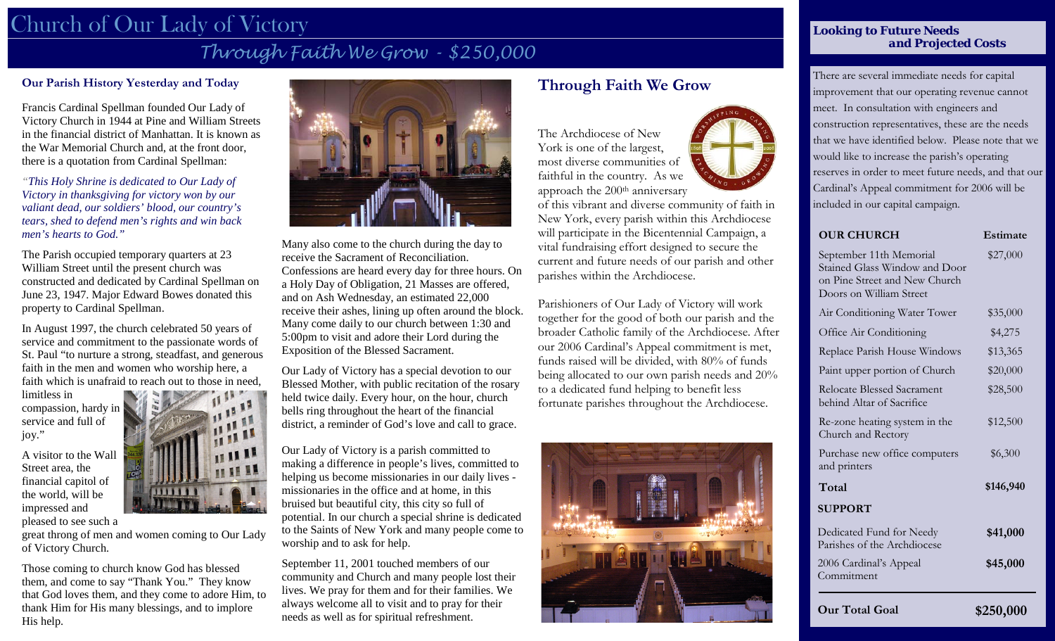# Church of Our Lady of Victory

## *Through Faith We Grow - $250,000*

### Our Parish History Yesterday and Today

Francis Cardinal Spellman founded Our Lady of Victory Church in 1944 at Pine and William Streets in the financial district of Manhattan. It is known as the War Memorial Church and, at the front door, there is a quotation from Cardinal Spellman:

*"This Holy Shrine is dedicated to Our Lady of Victory in thanksgiving for victory won by our valiant dead, our soldiers' blood, our country's tears, shed to defend men's rights and win back men's hearts to God."*

The Parish occupied temporary quarters at 23 William Street until the present church was constructed and dedicated by Cardinal Spellman on June 23, 1947. Major Edward Bowes donated this property to Cardinal Spellman.

In August 1997, the church celebrated 50 years of service and commitment to the passionate words of St. Paul "to nurture a strong, steadfast, and generous faith in the men and women who worship here, a faith which is unafraid to reach out to those in need, limitless in compassion, hardy in service and full of joy."

A visitor to the Wall Street area, the financial capitol of the world, will be impressed and pleased to see such a great throng of men and women coming to Our Lady of Victory Church.

Those coming to church know God has blessed them, and come to say "Thank You." They know that God loves them, and they come to adore Him, to thank Him for His many blessings, and to implore His help.

Many also come to the church during the day to receive the Sacrament of Reconciliation. Confessions are heard every day for three hours. On a Holy Day of Obligation, 21 Masses are offered, and on Ash Wednesday, an estimated 22,000 receive their ashes, lining up often around the block. Many come daily to our church between 1:30 and 5:00pm to visit and adore their Lord during the Exposition of the Blessed Sacrament.

Our Lady of Victory has a special devotion to our Blessed Mother, with public recitation of the rosary held twice daily. Every hour, on the hour, church bells ring throughout the heart of the financial district, a reminder of God's love and call to grace.

Our Lady of Victory is a parish committed to making a difference in people's lives, committed to helping us become missionaries in our daily lives - missionaries in the office and at home, in this bruised but beautiful city, this city so full of potential. In our church a special shrine is dedicated to the Saints of New York and many people come to worship and to ask for help.

September 11, 2001 touched members of our community and Church and many people lost their lives. We pray for them and for their families. We always welcome all to visit and to pray for their needs as well as for spiritual refreshment.

## Through Faith We Grow

The Archdiocese of New York is one of the largest, most diverse communities of faithful in the country. As we approach the 200th anniversary of this vibrant and diverse community of faith in New York, every parish within this Archdiocese will participate in the Bicentennial Campaign, a vital fundraising effort designed to secure the current and future needs of our parish and other parishes within the Archdiocese.

Parishioners of Our Lady of Victory will work together for the good of both our parish and the broader Catholic family of the Archdiocese. After our 2006 Cardinal's Appeal commitment is met, funds raised will be divided, with 80% of funds being allocated to our own parish needs and 20% to a dedicated fund helping to benefit less fortunate parishes throughout the Archdiocese.

### *Looking to Future Needs and Projected Costs*

There are several immediate needs for capital improvement that our operating revenue cannot meet. In consultation with engineers and construction representatives, these are the needs that we have identified below. Please note that we would like to increase the parish's operating reserves in order to meet future needs, and that our Cardinal's Appeal commitment for 2006 will be included in our capital campaign.

| OUR CHURCH | Estimate |
|---|---|
| September 11th Memorial Stained Glass Window and Door on Pine Street and New Church Doors on William Street | $27,000 |
| Air Conditioning Water Tower | $35,000 |
| Office Air Conditioning | $4,275 |
| Replace Parish House Windows | $13,365 |
| Paint upper portion of Church | $20,000 |
| Relocate Blessed Sacrament behind Altar of Sacrifice | $28,500 |
| Re-zone heating system in the Church and Rectory | $12,500 |
| Purchase new office computers and printers | $6,300 |
| **Total** | **$146,940** |
| **SUPPORT** | |
| Dedicated Fund for Needy Parishes of the Archdiocese | **$41,000** |
| 2006 Cardinal's Appeal Commitment | **$45,000** |
| **Our Total Goal** | **$250,000** |